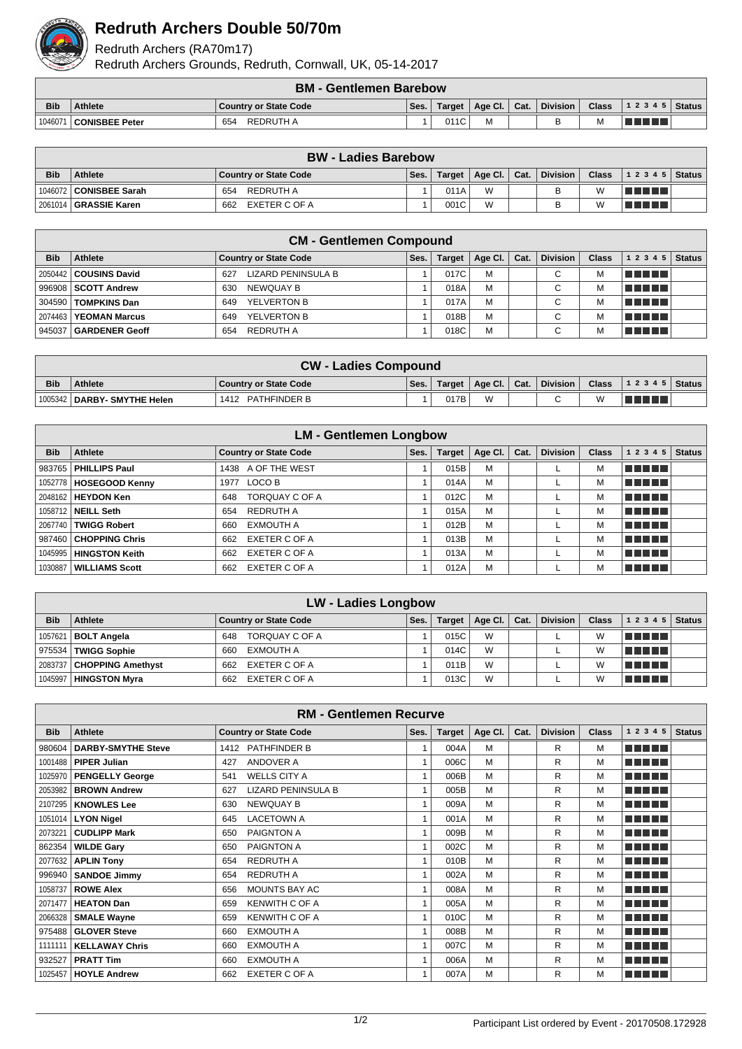# Redruth Archers Double 50/70m

Redruth Archers (RA70m17)

Redruth Archers Grounds, Redruth, Cornwall, UK, 05-14-2017

| BM - Gentlemen Barebow | | | | | | | | | | |
|---|---|---|---|---|---|---|---|---|---|---|
| Bib | Athlete | Country or State Code | Ses. | Target | Age Cl. | Cat. | Division | Class | 1 2 3 4 5 | Status |
| 1046071 | **CONISBEE Peter** | 654 REDRUTH A | 1 | 011C | M | | B | M | | |

| BW - Ladies Barebow | | | | | | | | | | |
|---|---|---|---|---|---|---|---|---|---|---|
| Bib | Athlete | Country or State Code | Ses. | Target | Age Cl. | Cat. | Division | Class | 1 2 3 4 5 | Status |
| 1046072 | **CONISBEE Sarah** | 654 REDRUTH A | 1 | 011A | W | | B | W | | |
| 2061014 | **GRASSIE Karen** | 662 EXETER C OF A | 1 | 001C | W | | B | W | | |

| CM - Gentlemen Compound | | | | | | | | | | |
|---|---|---|---|---|---|---|---|---|---|---|
| Bib | Athlete | Country or State Code | Ses. | Target | Age Cl. | Cat. | Division | Class | 1 2 3 4 5 | Status |
| 2050442 | **COUSINS David** | 627 LIZARD PENINSULA B | 1 | 017C | M | | C | M | | |
| 996908 | **SCOTT Andrew** | 630 NEWQUAY B | 1 | 018A | M | | C | M | | |
| 304590 | **TOMPKINS Dan** | 649 YELVERTON B | 1 | 017A | M | | C | M | | |
| 2074463 | **YEOMAN Marcus** | 649 YELVERTON B | 1 | 018B | M | | C | M | | |
| 945037 | **GARDENER Geoff** | 654 REDRUTH A | 1 | 018C | M | | C | M | | |

| CW - Ladies Compound | | | | | | | | | | |
|---|---|---|---|---|---|---|---|---|---|---|
| Bib | Athlete | Country or State Code | Ses. | Target | Age Cl. | Cat. | Division | Class | 1 2 3 4 5 | Status |
| 1005342 | **DARBY- SMYTHE Helen** | 1412 PATHFINDER B | 1 | 017B | W | | C | W | | |

| LM - Gentlemen Longbow | | | | | | | | | | |
|---|---|---|---|---|---|---|---|---|---|---|
| Bib | Athlete | Country or State Code | Ses. | Target | Age Cl. | Cat. | Division | Class | 1 2 3 4 5 | Status |
| 983765 | **PHILLIPS Paul** | 1438 A OF THE WEST | 1 | 015B | M | | L | M | | |
| 1052778 | **HOSEGOOD Kenny** | 1977 LOCO B | 1 | 014A | M | | L | M | | |
| 2048162 | **HEYDON Ken** | 648 TORQUAY C OF A | 1 | 012C | M | | L | M | | |
| 1058712 | **NEILL Seth** | 654 REDRUTH A | 1 | 015A | M | | L | M | | |
| 2067740 | **TWIGG Robert** | 660 EXMOUTH A | 1 | 012B | M | | L | M | | |
| 987460 | **CHOPPING Chris** | 662 EXETER C OF A | 1 | 013B | M | | L | M | | |
| 1045995 | **HINGSTON Keith** | 662 EXETER C OF A | 1 | 013A | M | | L | M | | |
| 1030887 | **WILLIAMS Scott** | 662 EXETER C OF A | 1 | 012A | M | | L | M | | |

| LW - Ladies Longbow | | | | | | | | | | |
|---|---|---|---|---|---|---|---|---|---|---|
| Bib | Athlete | Country or State Code | Ses. | Target | Age Cl. | Cat. | Division | Class | 1 2 3 4 5 | Status |
| 1057621 | **BOLT Angela** | 648 TORQUAY C OF A | 1 | 015C | W | | L | W | | |
| 975534 | **TWIGG Sophie** | 660 EXMOUTH A | 1 | 014C | W | | L | W | | |
| 2083737 | **CHOPPING Amethyst** | 662 EXETER C OF A | 1 | 011B | W | | L | W | | |
| 1045997 | **HINGSTON Myra** | 662 EXETER C OF A | 1 | 013C | W | | L | W | | |

| RM - Gentlemen Recurve | | | | | | | | | | |
|---|---|---|---|---|---|---|---|---|---|---|
| Bib | Athlete | Country or State Code | Ses. | Target | Age Cl. | Cat. | Division | Class | 1 2 3 4 5 | Status |
| 980604 | **DARBY-SMYTHE Steve** | 1412 PATHFINDER B | 1 | 004A | M | | R | M | | |
| 1001488 | **PIPER Julian** | 427 ANDOVER A | 1 | 006C | M | | R | M | | |
| 1025970 | **PENGELLY George** | 541 WELLS CITY A | 1 | 006B | M | | R | M | | |
| 2053982 | **BROWN Andrew** | 627 LIZARD PENINSULA B | 1 | 005B | M | | R | M | | |
| 2107295 | **KNOWLES Lee** | 630 NEWQUAY B | 1 | 009A | M | | R | M | | |
| 1051014 | **LYON Nigel** | 645 LACETOWN A | 1 | 001A | M | | R | M | | |
| 2073221 | **CUDLIPP Mark** | 650 PAIGNTON A | 1 | 009B | M | | R | M | | |
| 862354 | **WILDE Gary** | 650 PAIGNTON A | 1 | 002C | M | | R | M | | |
| 2077632 | **APLIN Tony** | 654 REDRUTH A | 1 | 010B | M | | R | M | | |
| 996940 | **SANDOE Jimmy** | 654 REDRUTH A | 1 | 002A | M | | R | M | | |
| 1058737 | **ROWE Alex** | 656 MOUNTS BAY AC | 1 | 008A | M | | R | M | | |
| 2071477 | **HEATON Dan** | 659 KENWITH C OF A | 1 | 005A | M | | R | M | | |
| 2066328 | **SMALE Wayne** | 659 KENWITH C OF A | 1 | 010C | M | | R | M | | |
| 975488 | **GLOVER Steve** | 660 EXMOUTH A | 1 | 008B | M | | R | M | | |
| 1111111 | **KELLAWAY Chris** | 660 EXMOUTH A | 1 | 007C | M | | R | M | | |
| 932527 | **PRATT Tim** | 660 EXMOUTH A | 1 | 006A | M | | R | M | | |
| 1025457 | **HOYLE Andrew** | 662 EXETER C OF A | 1 | 007A | M | | R | M | | |

Participant List ordered by Event - 20170508.172928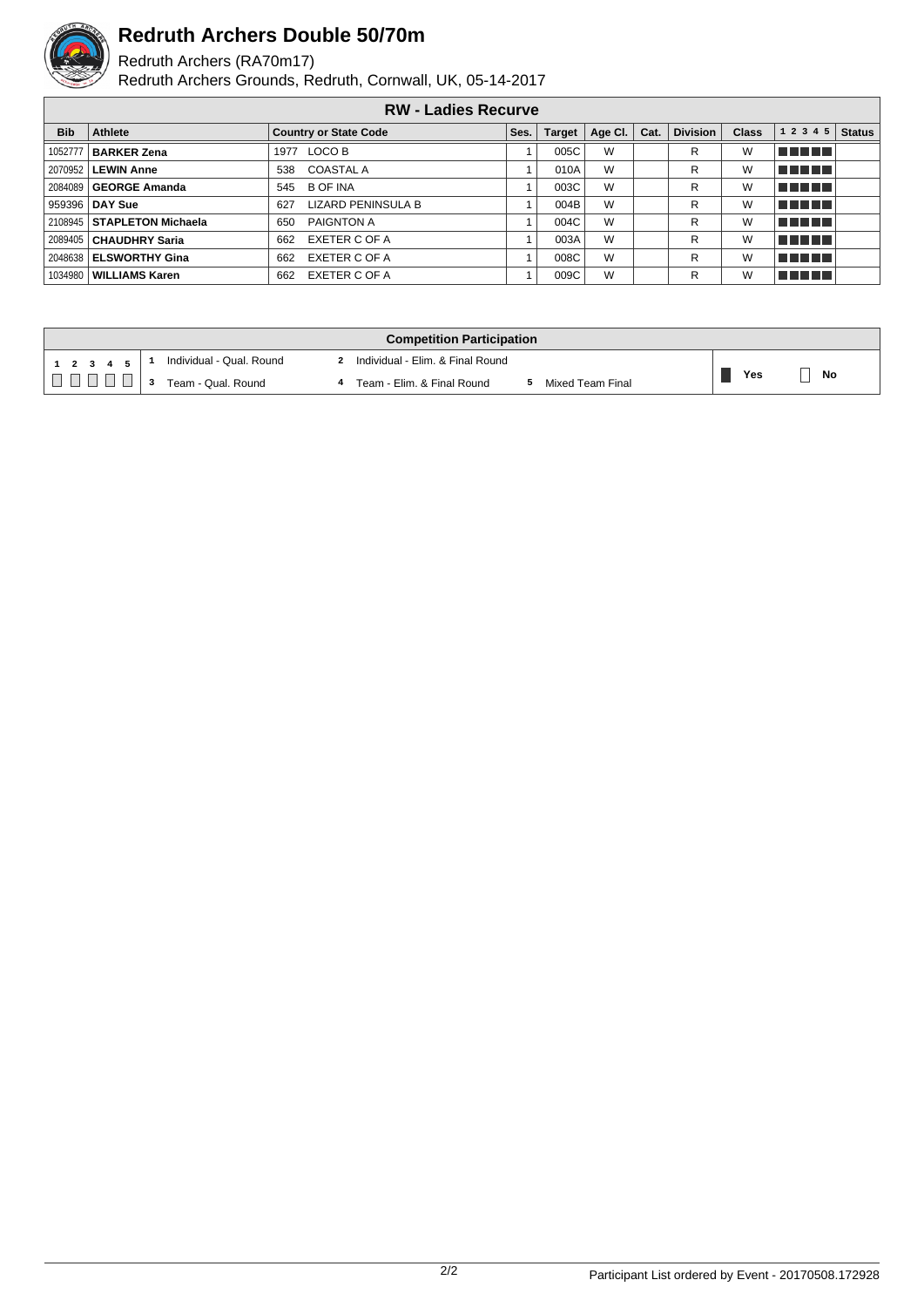# Redruth Archers Double 50/70m

Redruth Archers (RA70m17)
Redruth Archers Grounds, Redruth, Cornwall, UK, 05-14-2017

## RW - Ladies Recurve

| Bib | Athlete | Country or State Code | Ses. | Target | Age Cl. | Cat. | Division | Class | 1 2 3 4 5 | Status |
|---|---|---|---|---|---|---|---|---|---|---|
| 1052777 | **BARKER Zena** | 1977 LOCO B | 1 | 005C | W | | R | W | ■■■■■ | |
| 2070952 | **LEWIN Anne** | 538 COASTAL A | 1 | 010A | W | | R | W | ■■■■■ | |
| 2084089 | **GEORGE Amanda** | 545 B OF INA | 1 | 003C | W | | R | W | ■■■■■ | |
| 959396 | **DAY Sue** | 627 LIZARD PENINSULA B | 1 | 004B | W | | R | W | ■■■■■ | |
| 2108945 | **STAPLETON Michaela** | 650 PAIGNTON A | 1 | 004C | W | | R | W | ■■■■■ | |
| 2089405 | **CHAUDHRY Saria** | 662 EXETER C OF A | 1 | 003A | W | | R | W | ■■■■■ | |
| 2048638 | **ELSWORTHY Gina** | 662 EXETER C OF A | 1 | 008C | W | | R | W | ■■■■■ | |
| 1034980 | **WILLIAMS Karen** | 662 EXETER C OF A | 1 | 009C | W | | R | W | ■■■■■ | |

## Competition Participation

| 1 2 3 4 5 | | | |
|---|---|---|---|
| □□□□□ | **1** Individual - Qual. Round<br>**3** Team - Qual. Round | **2** Individual - Elim. & Final Round<br>**4** Team - Elim. & Final Round **5** Mixed Team Final | ■ Yes □ No |

Participant List ordered by Event - 20170508.172928